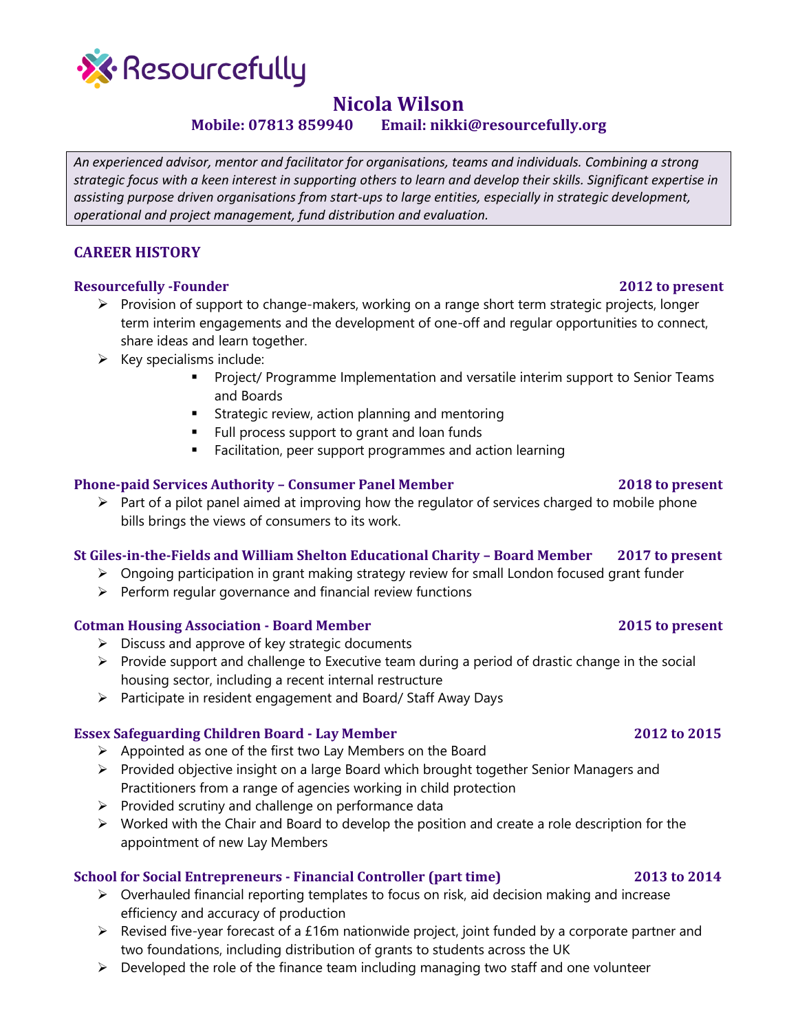Resourcefully

# Nicola Wilson

**Mobile: 07813 859940 Email: nikki@resourcefully.org**

*An experienced advisor, mentor and facilitator for organisations, teams and individuals. Combining a strong strategic focus with a keen interest in supporting others to learn and develop their skills. Significant expertise in assisting purpose driven organisations from start-ups to large entities, especially in strategic development, operational and project management, fund distribution and evaluation.*

## CAREER HISTORY

### Resourcefully -Founder — 2012 to present

- Provision of support to change-makers, working on a range short term strategic projects, longer term interim engagements and the development of one-off and regular opportunities to connect, share ideas and learn together.
- Key specialisms include:
  - Project/ Programme Implementation and versatile interim support to Senior Teams and Boards
  - Strategic review, action planning and mentoring
  - Full process support to grant and loan funds
  - Facilitation, peer support programmes and action learning

### Phone-paid Services Authority – Consumer Panel Member — 2018 to present

- Part of a pilot panel aimed at improving how the regulator of services charged to mobile phone bills brings the views of consumers to its work.

### St Giles-in-the-Fields and William Shelton Educational Charity – Board Member — 2017 to present

- Ongoing participation in grant making strategy review for small London focused grant funder
- Perform regular governance and financial review functions

### Cotman Housing Association - Board Member — 2015 to present

- Discuss and approve of key strategic documents
- Provide support and challenge to Executive team during a period of drastic change in the social housing sector, including a recent internal restructure
- Participate in resident engagement and Board/ Staff Away Days

### Essex Safeguarding Children Board - Lay Member — 2012 to 2015

- Appointed as one of the first two Lay Members on the Board
- Provided objective insight on a large Board which brought together Senior Managers and Practitioners from a range of agencies working in child protection
- Provided scrutiny and challenge on performance data
- Worked with the Chair and Board to develop the position and create a role description for the appointment of new Lay Members

### School for Social Entrepreneurs - Financial Controller (part time) — 2013 to 2014

- Overhauled financial reporting templates to focus on risk, aid decision making and increase efficiency and accuracy of production
- Revised five-year forecast of a £16m nationwide project, joint funded by a corporate partner and two foundations, including distribution of grants to students across the UK
- Developed the role of the finance team including managing two staff and one volunteer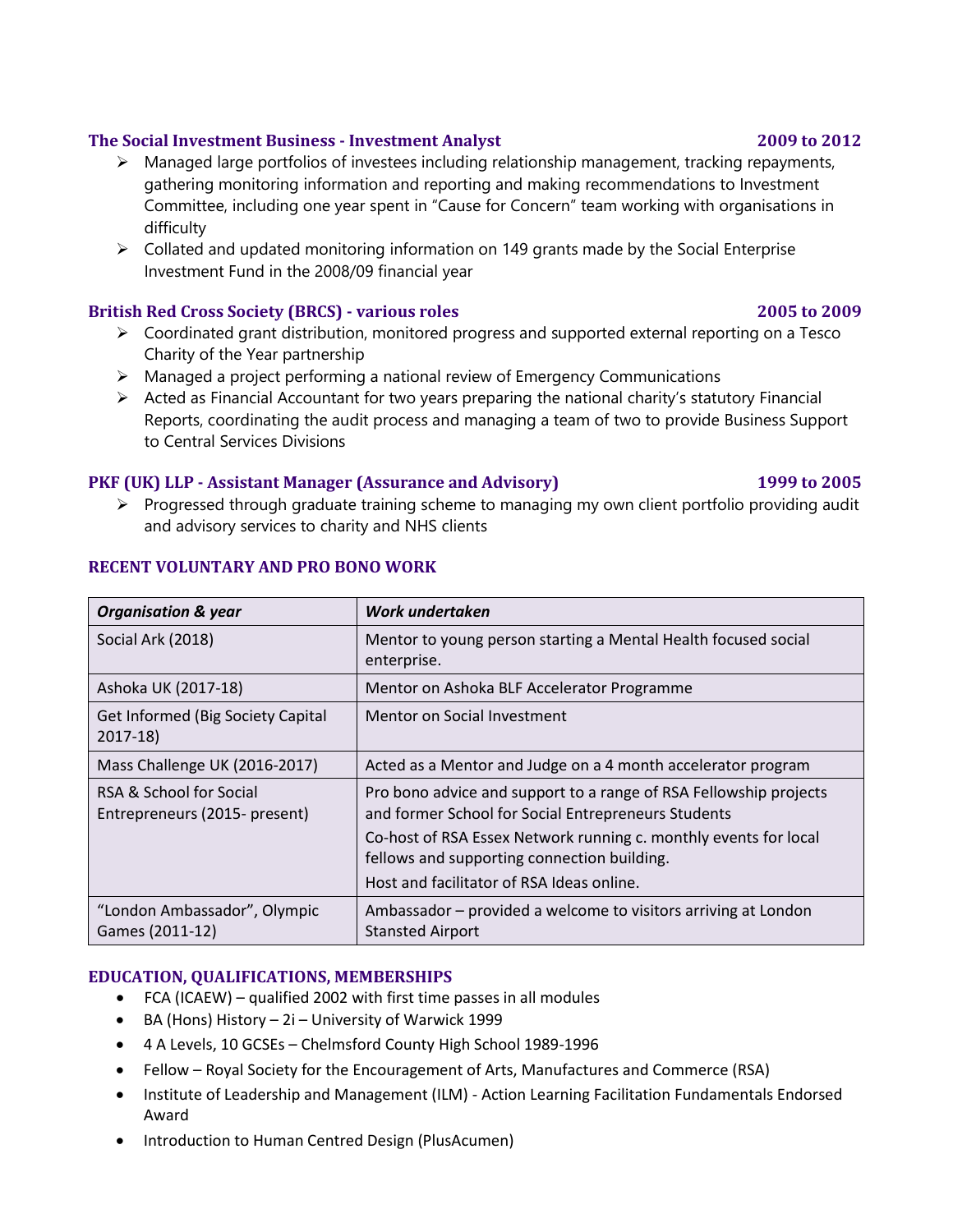### The Social Investment Business - Investment Analyst — 2009 to 2012

- Managed large portfolios of investees including relationship management, tracking repayments, gathering monitoring information and reporting and making recommendations to Investment Committee, including one year spent in "Cause for Concern" team working with organisations in difficulty
- Collated and updated monitoring information on 149 grants made by the Social Enterprise Investment Fund in the 2008/09 financial year

### British Red Cross Society (BRCS) - various roles — 2005 to 2009

- Coordinated grant distribution, monitored progress and supported external reporting on a Tesco Charity of the Year partnership
- Managed a project performing a national review of Emergency Communications
- Acted as Financial Accountant for two years preparing the national charity's statutory Financial Reports, coordinating the audit process and managing a team of two to provide Business Support to Central Services Divisions

### PKF (UK) LLP - Assistant Manager (Assurance and Advisory) — 1999 to 2005

- Progressed through graduate training scheme to managing my own client portfolio providing audit and advisory services to charity and NHS clients

## RECENT VOLUNTARY AND PRO BONO WORK

| ***Organisation & year*** | ***Work undertaken*** |
|---|---|
| Social Ark (2018) | Mentor to young person starting a Mental Health focused social enterprise. |
| Ashoka UK (2017-18) | Mentor on Ashoka BLF Accelerator Programme |
| Get Informed (Big Society Capital 2017-18) | Mentor on Social Investment |
| Mass Challenge UK (2016-2017) | Acted as a Mentor and Judge on a 4 month accelerator program |
| RSA & School for Social Entrepreneurs (2015- present) | Pro bono advice and support to a range of RSA Fellowship projects and former School for Social Entrepreneurs Students<br>Co-host of RSA Essex Network running c. monthly events for local fellows and supporting connection building.<br>Host and facilitator of RSA Ideas online. |
| "London Ambassador", Olympic Games (2011-12) | Ambassador – provided a welcome to visitors arriving at London Stansted Airport |

## EDUCATION, QUALIFICATIONS, MEMBERSHIPS

- FCA (ICAEW) – qualified 2002 with first time passes in all modules
- BA (Hons) History – 2i – University of Warwick 1999
- 4 A Levels, 10 GCSEs – Chelmsford County High School 1989-1996
- Fellow – Royal Society for the Encouragement of Arts, Manufactures and Commerce (RSA)
- Institute of Leadership and Management (ILM) - Action Learning Facilitation Fundamentals Endorsed Award
- Introduction to Human Centred Design (PlusAcumen)